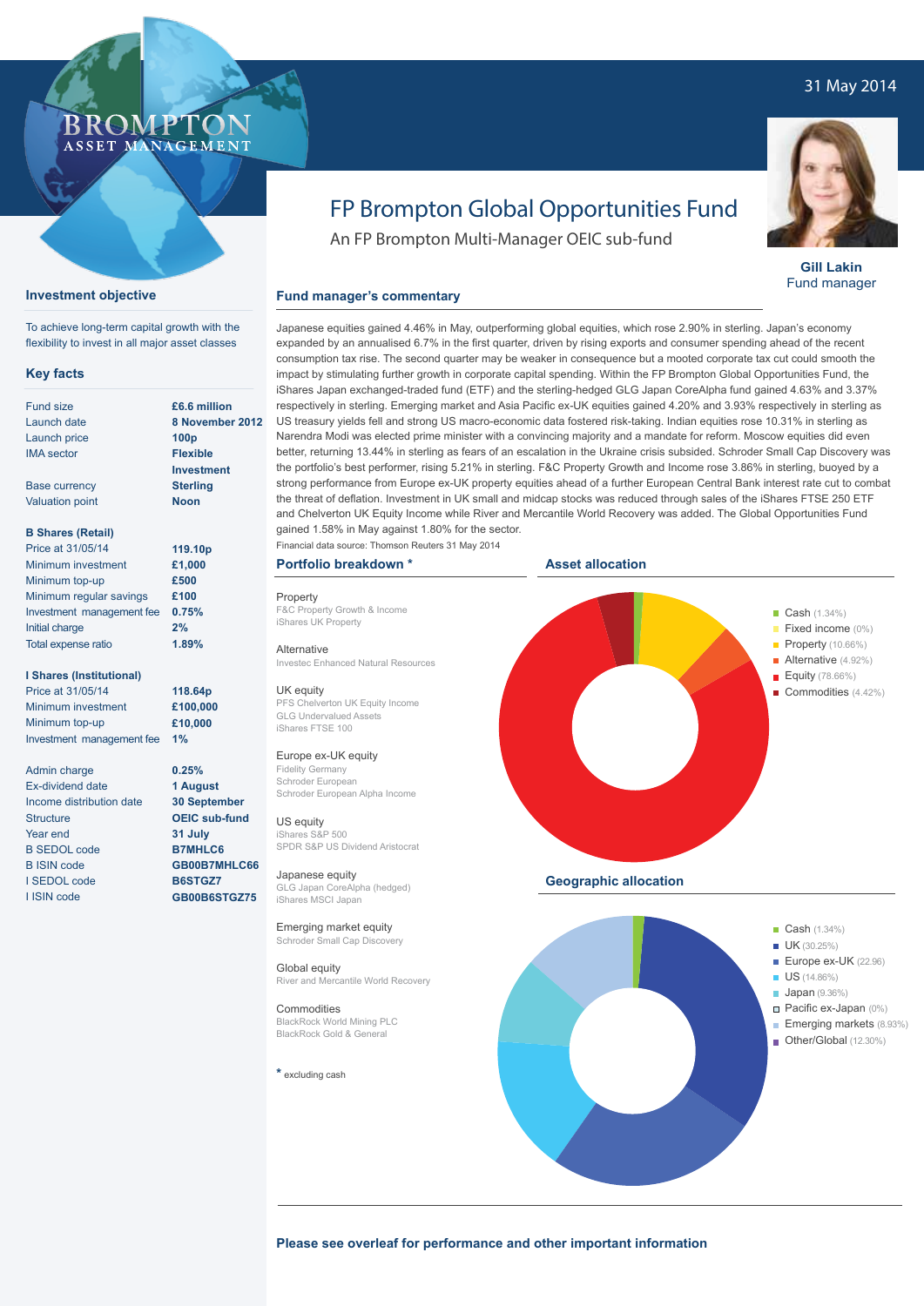31 May 2014

BROMPTON ASSET MANAGEMENT

# FP Brompton Global Opportunities Fund

An FP Brompton Multi-Manager OEIC sub-fund

**Gill Lakin**
Fund manager

## Investment objective

To achieve long-term capital growth with the flexibility to invest in all major asset classes

## Key facts

| | |
|---|---|
| Fund size | **£6.6 million** |
| Launch date | **8 November 2012** |
| Launch price | **100p** |
| IMA sector | **Flexible Investment** |
| Base currency | **Sterling** |
| Valuation point | **Noon** |

**B Shares (Retail)**

| | |
|---|---|
| Price at 31/05/14 | **119.10p** |
| Minimum investment | **£1,000** |
| Minimum top-up | **£500** |
| Minimum regular savings | **£100** |
| Investment management fee | **0.75%** |
| Initial charge | **2%** |
| Total expense ratio | **1.89%** |

**I Shares (Institutional)**

| | |
|---|---|
| Price at 31/05/14 | **118.64p** |
| Minimum investment | **£100,000** |
| Minimum top-up | **£10,000** |
| Investment management fee | **1%** |

| | |
|---|---|
| Admin charge | **0.25%** |
| Ex-dividend date | **1 August** |
| Income distribution date | **30 September** |
| Structure | **OEIC sub-fund** |
| Year end | **31 July** |
| B SEDOL code | **B7MHLC6** |
| B ISIN code | **GB00B7MHLC66** |
| I SEDOL code | **B6STGZ7** |
| I ISIN code | **GB00B6STGZ75** |

## Fund manager's commentary

Japanese equities gained 4.46% in May, outperforming global equities, which rose 2.90% in sterling. Japan's economy expanded by an annualised 6.7% in the first quarter, driven by rising exports and consumer spending ahead of the recent consumption tax rise. The second quarter may be weaker in consequence but a mooted corporate tax cut could smooth the impact by stimulating further growth in corporate capital spending. Within the FP Brompton Global Opportunities Fund, the iShares Japan exchanged-traded fund (ETF) and the sterling-hedged GLG Japan CoreAlpha fund gained 4.63% and 3.37% respectively in sterling. Emerging market and Asia Pacific ex-UK equities gained 4.20% and 3.93% respectively in sterling as US treasury yields fell and strong US macro-economic data fostered risk-taking. Indian equities rose 10.31% in sterling as Narendra Modi was elected prime minister with a convincing majority and a mandate for reform. Moscow equities did even better, returning 13.44% in sterling as fears of an escalation in the Ukraine crisis subsided. Schroder Small Cap Discovery was the portfolio's best performer, rising 5.21% in sterling. F&C Property Growth and Income rose 3.86% in sterling, buoyed by a strong performance from Europe ex-UK property equities ahead of a further European Central Bank interest rate cut to combat the threat of deflation. Investment in UK small and midcap stocks was reduced through sales of the iShares FTSE 250 ETF and Chelverton UK Equity Income while River and Mercantile World Recovery was added. The Global Opportunities Fund gained 1.58% in May against 1.80% for the sector.

Financial data source: Thomson Reuters 31 May 2014

## Portfolio breakdown *

**Property**
F&C Property Growth & Income
iShares UK Property

**Alternative**
Investec Enhanced Natural Resources

**UK equity**
PFS Chelverton UK Equity Income
GLG Undervalued Assets
iShares FTSE 100

**Europe ex-UK equity**
Fidelity Germany
Schroder European
Schroder European Alpha Income

**US equity**
iShares S&P 500
SPDR S&P US Dividend Aristocrat

**Japanese equity**
GLG Japan CoreAlpha (hedged)
iShares MSCI Japan

**Emerging market equity**
Schroder Small Cap Discovery

**Global equity**
River and Mercantile World Recovery

**Commodities**
BlackRock World Mining PLC
BlackRock Gold & General

* excluding cash

## Asset allocation

- Cash (1.34%)
- Fixed income (0%)
- Property (10.66%)
- Alternative (4.92%)
- Equity (78.66%)
- Commodities (4.42%)

## Geographic allocation

- Cash (1.34%)
- UK (30.25%)
- Europe ex-UK (22.96)
- US (14.86%)
- Japan (9.36%)
- Pacific ex-Japan (0%)
- Emerging markets (8.93%)
- Other/Global (12.30%)

**Please see overleaf for performance and other important information**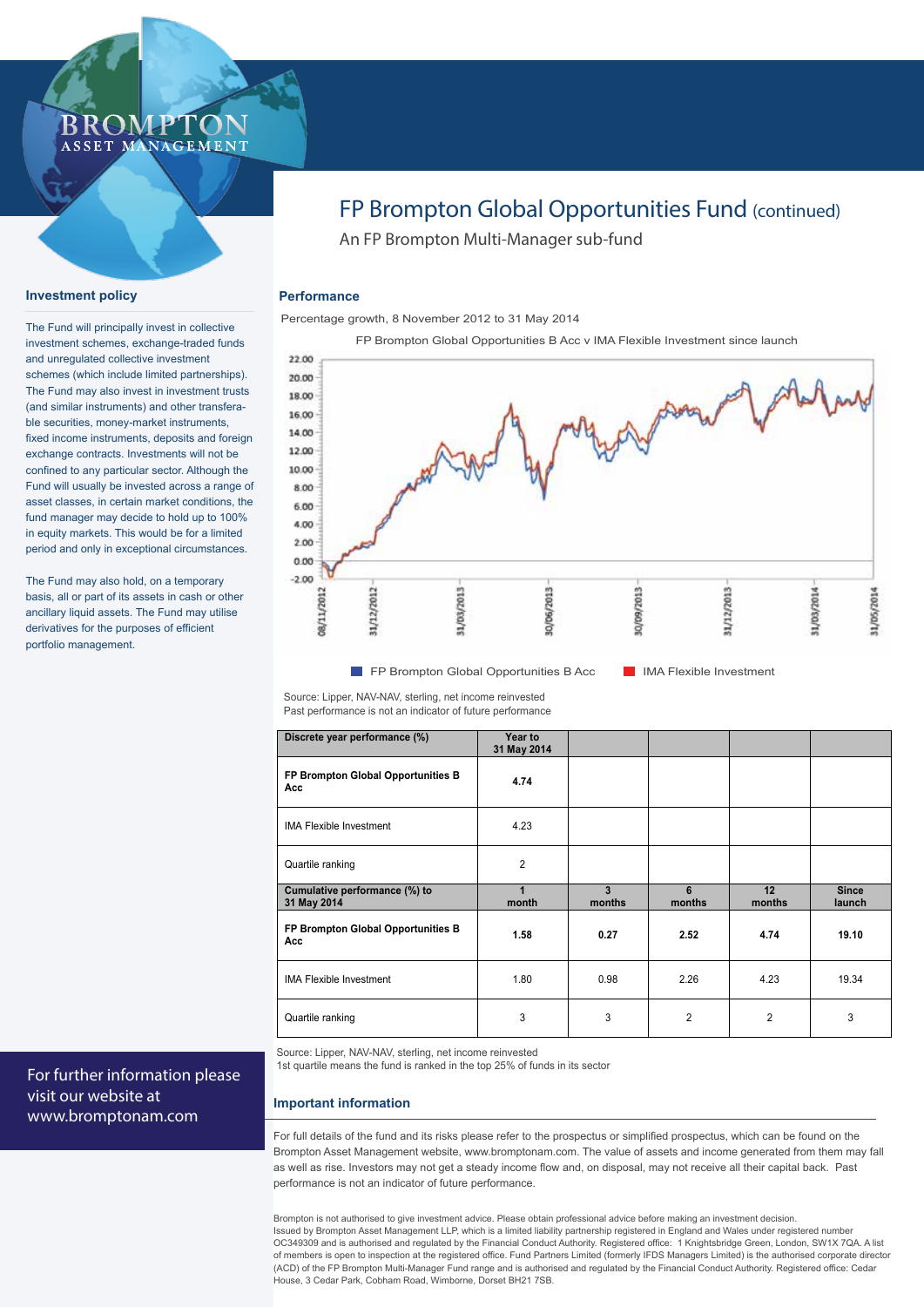BROMPTON
ASSET MANAGEMENT

# FP Brompton Global Opportunities Fund (continued)

An FP Brompton Multi-Manager sub-fund

## Investment policy

The Fund will principally invest in collective investment schemes, exchange-traded funds and unregulated collective investment schemes (which include limited partnerships). The Fund may also invest in investment trusts (and similar instruments) and other transferable securities, money-market instruments, fixed income instruments, deposits and foreign exchange contracts. Investments will not be confined to any particular sector. Although the Fund will usually be invested across a range of asset classes, in certain market conditions, the fund manager may decide to hold up to 100% in equity markets. This would be for a limited period and only in exceptional circumstances.

The Fund may also hold, on a temporary basis, all or part of its assets in cash or other ancillary liquid assets. The Fund may utilise derivatives for the purposes of efficient portfolio management.

## Performance

Percentage growth, 8 November 2012 to 31 May 2014

FP Brompton Global Opportunities B Acc v IMA Flexible Investment since launch

22.00
20.00
18.00
16.00
14.00
12.00
10.00
8.00
6.00
4.00
2.00
0.00
-2.00

08/11/2012
31/12/2012
31/03/2013
30/06/2013
30/09/2013
31/12/2013
31/03/2014
31/05/2014

FP Brompton Global Opportunities B Acc
IMA Flexible Investment

Source: Lipper, NAV-NAV, sterling, net income reinvested
Past performance is not an indicator of future performance

| Discrete year performance (%) | Year to 31 May 2014 | | | | |
|---|---|---|---|---|---|
| **FP Brompton Global Opportunities B Acc** | **4.74** | | | | |
| IMA Flexible Investment | 4.23 | | | | |
| Quartile ranking | 2 | | | | |
| **Cumulative performance (%) to 31 May 2014** | **1 month** | **3 months** | **6 months** | **12 months** | **Since launch** |
| **FP Brompton Global Opportunities B Acc** | **1.58** | **0.27** | **2.52** | **4.74** | **19.10** |
| IMA Flexible Investment | 1.80 | 0.98 | 2.26 | 4.23 | 19.34 |
| Quartile ranking | 3 | 3 | 2 | 2 | 3 |

Source: Lipper, NAV-NAV, sterling, net income reinvested
1st quartile means the fund is ranked in the top 25% of funds in its sector

For further information please visit our website at www.bromptonam.com

## Important information

For full details of the fund and its risks please refer to the prospectus or simplified prospectus, which can be found on the Brompton Asset Management website, www.bromptonam.com. The value of assets and income generated from them may fall as well as rise. Investors may not get a steady income flow and, on disposal, may not receive all their capital back. Past performance is not an indicator of future performance.

Brompton is not authorised to give investment advice. Please obtain professional advice before making an investment decision. Issued by Brompton Asset Management LLP, which is a limited liability partnership registered in England and Wales under registered number OC349309 and is authorised and regulated by the Financial Conduct Authority. Registered office: 1 Knightsbridge Green, London, SW1X 7QA. A list of members is open to inspection at the registered office. Fund Partners Limited (formerly IFDS Managers Limited) is the authorised corporate director (ACD) of the FP Brompton Multi-Manager Fund range and is authorised and regulated by the Financial Conduct Authority. Registered office: Cedar House, 3 Cedar Park, Cobham Road, Wimborne, Dorset BH21 7SB.